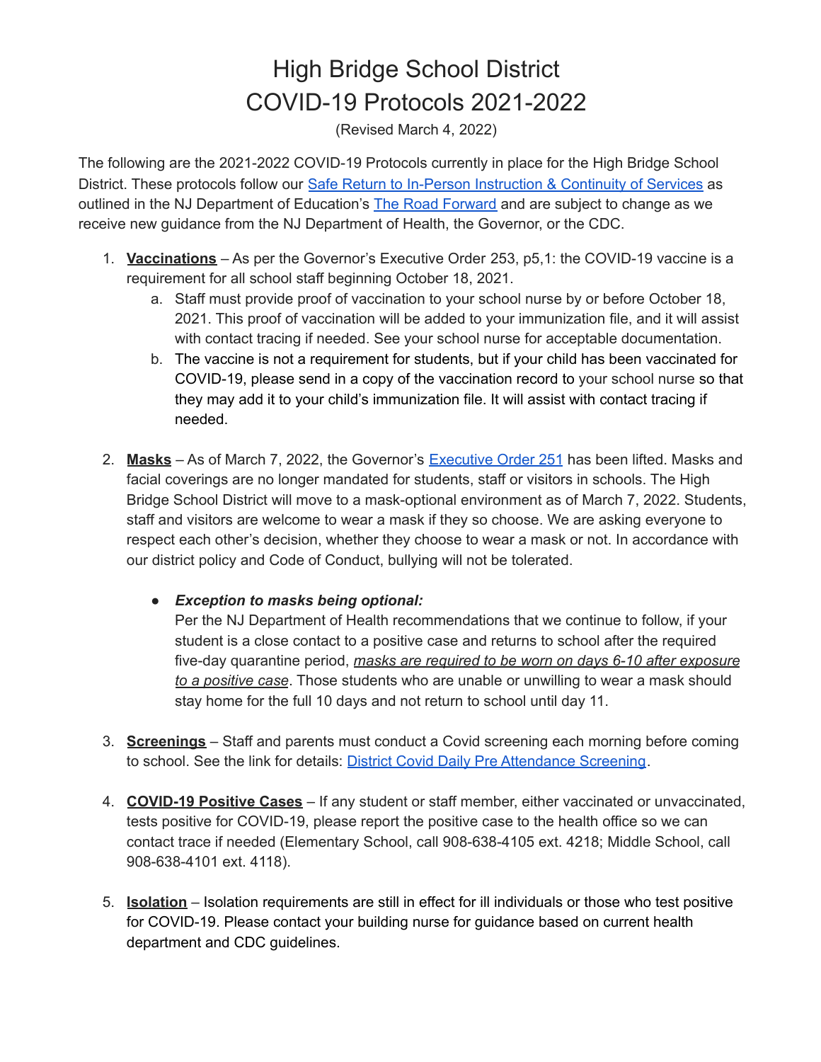# High Bridge School District
# COVID-19 Protocols 2021-2022

(Revised March 4, 2022)

The following are the 2021-2022 COVID-19 Protocols currently in place for the High Bridge School District. These protocols follow our Safe Return to In-Person Instruction & Continuity of Services as outlined in the NJ Department of Education's The Road Forward and are subject to change as we receive new guidance from the NJ Department of Health, the Governor, or the CDC.

1. **Vaccinations** – As per the Governor's Executive Order 253, p5,1: the COVID-19 vaccine is a requirement for all school staff beginning October 18, 2021.
   a. Staff must provide proof of vaccination to your school nurse by or before October 18, 2021. This proof of vaccination will be added to your immunization file, and it will assist with contact tracing if needed. See your school nurse for acceptable documentation.
   b. The vaccine is not a requirement for students, but if your child has been vaccinated for COVID-19, please send in a copy of the vaccination record to your school nurse so that they may add it to your child's immunization file. It will assist with contact tracing if needed.

2. **Masks** – As of March 7, 2022, the Governor's Executive Order 251 has been lifted. Masks and facial coverings are no longer mandated for students, staff or visitors in schools. The High Bridge School District will move to a mask-optional environment as of March 7, 2022. Students, staff and visitors are welcome to wear a mask if they so choose. We are asking everyone to respect each other's decision, whether they choose to wear a mask or not. In accordance with our district policy and Code of Conduct, bullying will not be tolerated.

   - ***Exception to masks being optional:***
     Per the NJ Department of Health recommendations that we continue to follow, if your student is a close contact to a positive case and returns to school after the required five-day quarantine period, *masks are required to be worn on days 6-10 after exposure to a positive case*. Those students who are unable or unwilling to wear a mask should stay home for the full 10 days and not return to school until day 11.

3. **Screenings** – Staff and parents must conduct a Covid screening each morning before coming to school. See the link for details: District Covid Daily Pre Attendance Screening.

4. **COVID-19 Positive Cases** – If any student or staff member, either vaccinated or unvaccinated, tests positive for COVID-19, please report the positive case to the health office so we can contact trace if needed (Elementary School, call 908-638-4105 ext. 4218; Middle School, call 908-638-4101 ext. 4118).

5. **Isolation** – Isolation requirements are still in effect for ill individuals or those who test positive for COVID-19. Please contact your building nurse for guidance based on current health department and CDC guidelines.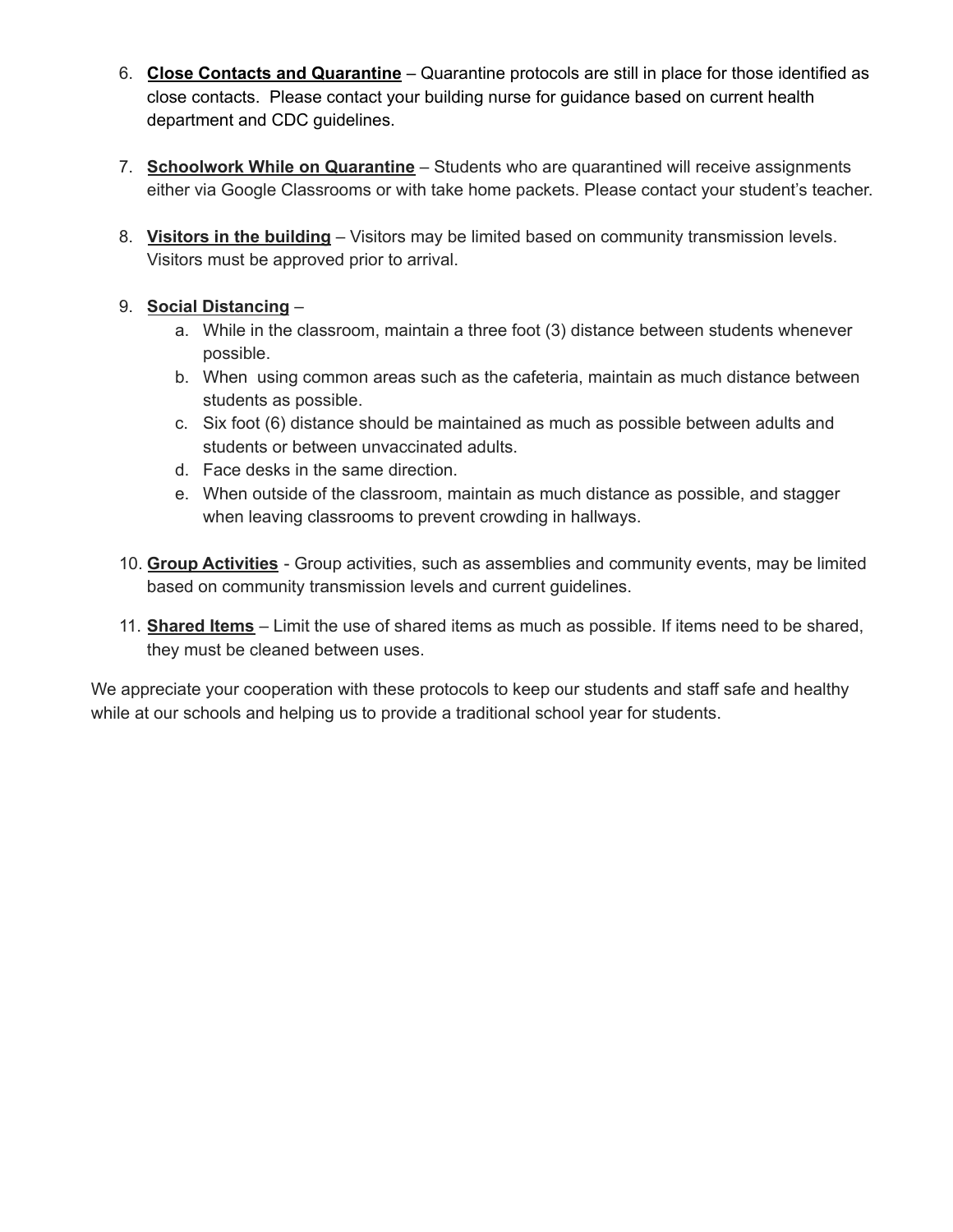6. **Close Contacts and Quarantine** – Quarantine protocols are still in place for those identified as close contacts. Please contact your building nurse for guidance based on current health department and CDC guidelines.

7. **Schoolwork While on Quarantine** – Students who are quarantined will receive assignments either via Google Classrooms or with take home packets. Please contact your student's teacher.

8. **Visitors in the building** – Visitors may be limited based on community transmission levels. Visitors must be approved prior to arrival.

9. **Social Distancing** –
   a. While in the classroom, maintain a three foot (3) distance between students whenever possible.
   b. When using common areas such as the cafeteria, maintain as much distance between students as possible.
   c. Six foot (6) distance should be maintained as much as possible between adults and students or between unvaccinated adults.
   d. Face desks in the same direction.
   e. When outside of the classroom, maintain as much distance as possible, and stagger when leaving classrooms to prevent crowding in hallways.

10. **Group Activities** - Group activities, such as assemblies and community events, may be limited based on community transmission levels and current guidelines.

11. **Shared Items** – Limit the use of shared items as much as possible. If items need to be shared, they must be cleaned between uses.

We appreciate your cooperation with these protocols to keep our students and staff safe and healthy while at our schools and helping us to provide a traditional school year for students.